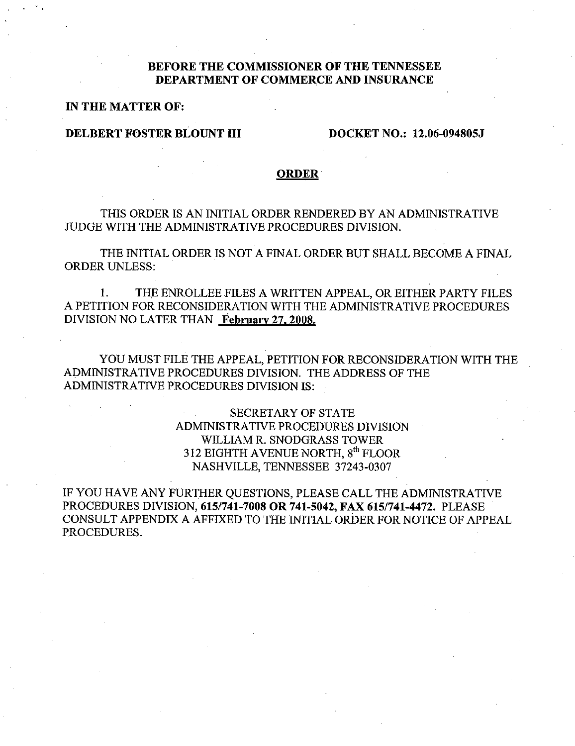**BEFORE THE COMMISSIONER OF THE TENNESSEE DEPARTMENT OF COMMERCE AND INSURANCE**

**IN THE MATTER OF:**

**DELBERT FOSTER BLOUNT III** **DOCKET NO.: 12.06-094805J**

## ORDER

THIS ORDER IS AN INITIAL ORDER RENDERED BY AN ADMINISTRATIVE JUDGE WITH THE ADMINISTRATIVE PROCEDURES DIVISION.

THE INITIAL ORDER IS NOT A FINAL ORDER BUT SHALL BECOME A FINAL ORDER UNLESS:

1. THE ENROLLEE FILES A WRITTEN APPEAL, OR EITHER PARTY FILES A PETITION FOR RECONSIDERATION WITH THE ADMINISTRATIVE PROCEDURES DIVISION NO LATER THAN **February 27, 2008.**

YOU MUST FILE THE APPEAL, PETITION FOR RECONSIDERATION WITH THE ADMINISTRATIVE PROCEDURES DIVISION. THE ADDRESS OF THE ADMINISTRATIVE PROCEDURES DIVISION IS:

SECRETARY OF STATE
ADMINISTRATIVE PROCEDURES DIVISION
WILLIAM R. SNODGRASS TOWER
312 EIGHTH AVENUE NORTH, 8th FLOOR
NASHVILLE, TENNESSEE 37243-0307

IF YOU HAVE ANY FURTHER QUESTIONS, PLEASE CALL THE ADMINISTRATIVE PROCEDURES DIVISION, **615/741-7008 OR 741-5042, FAX 615/741-4472.** PLEASE CONSULT APPENDIX A AFFIXED TO THE INITIAL ORDER FOR NOTICE OF APPEAL PROCEDURES.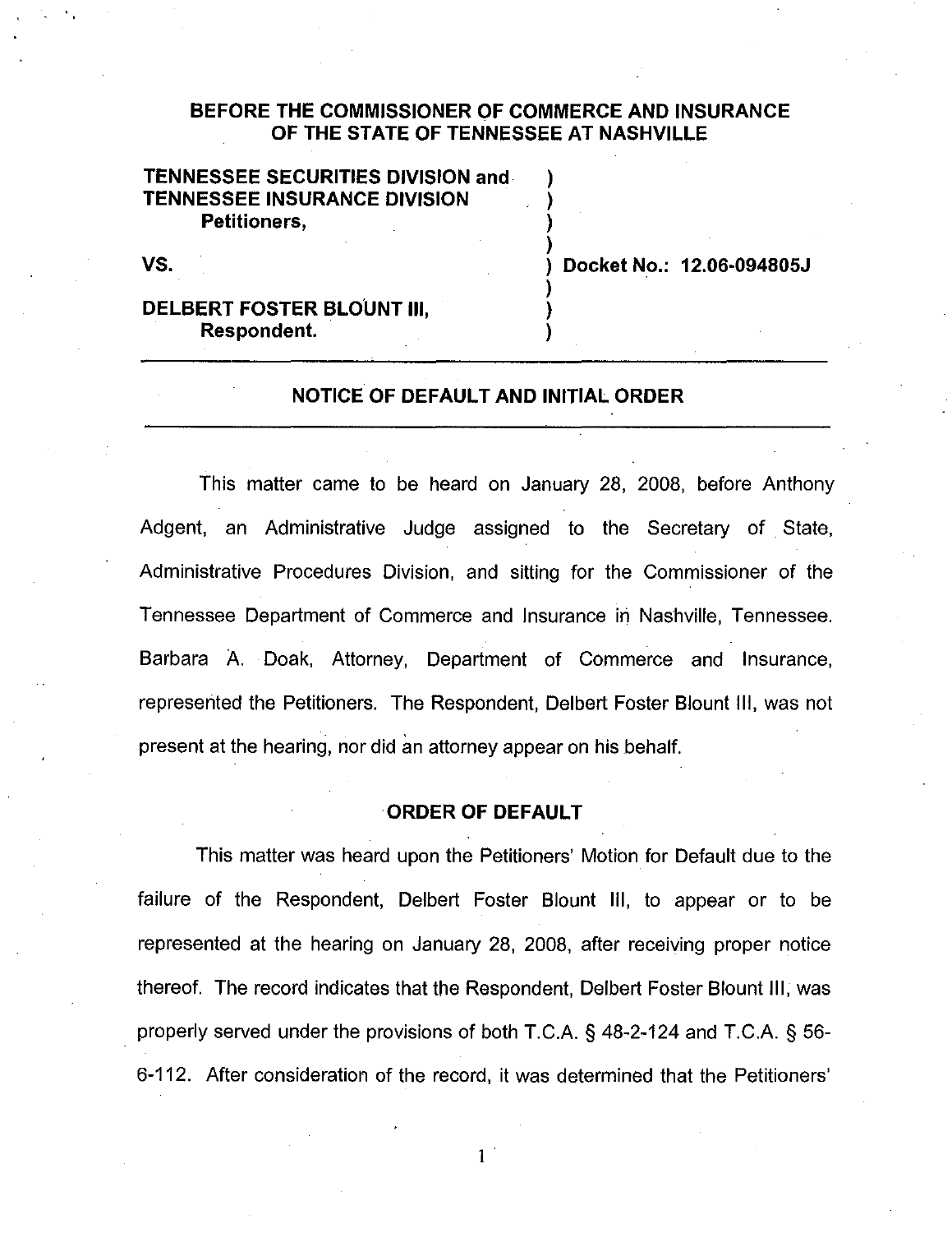**BEFORE THE COMMISSIONER OF COMMERCE AND INSURANCE OF THE STATE OF TENNESSEE AT NASHVILLE**

| | |
|---|---|
| **TENNESSEE SECURITIES DIVISION and TENNESSEE INSURANCE DIVISION** | ) |
| **Petitioners,** | ) |
| **VS.** | ) **Docket No.: 12.06-094805J** |
| **DELBERT FOSTER BLOUNT III,** | ) |
| **Respondent.** | ) |

## NOTICE OF DEFAULT AND INITIAL ORDER

This matter came to be heard on January 28, 2008, before Anthony Adgent, an Administrative Judge assigned to the Secretary of State, Administrative Procedures Division, and sitting for the Commissioner of the Tennessee Department of Commerce and Insurance in Nashville, Tennessee. Barbara A. Doak, Attorney, Department of Commerce and Insurance, represented the Petitioners. The Respondent, Delbert Foster Blount III, was not present at the hearing, nor did an attorney appear on his behalf.

## ORDER OF DEFAULT

This matter was heard upon the Petitioners' Motion for Default due to the failure of the Respondent, Delbert Foster Blount III, to appear or to be represented at the hearing on January 28, 2008, after receiving proper notice thereof. The record indicates that the Respondent, Delbert Foster Blount III, was properly served under the provisions of both T.C.A. § 48-2-124 and T.C.A. § 56-6-112. After consideration of the record, it was determined that the Petitioners'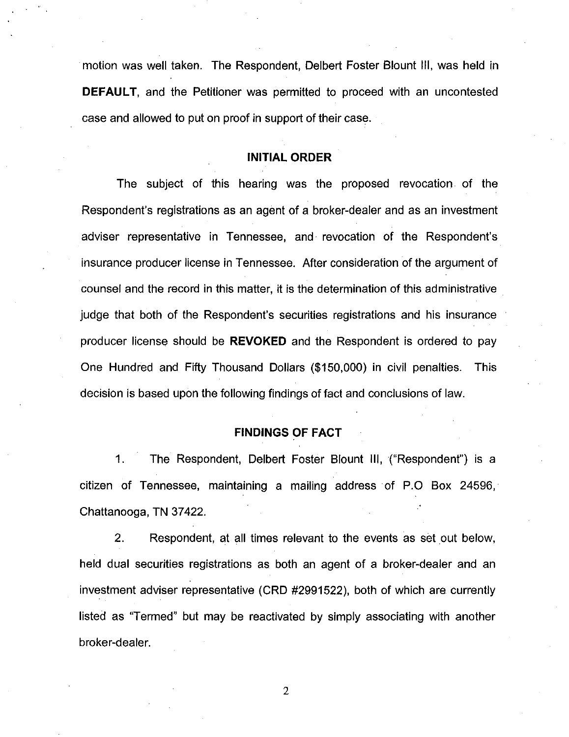motion was well taken. The Respondent, Delbert Foster Blount III, was held in **DEFAULT**, and the Petitioner was permitted to proceed with an uncontested case and allowed to put on proof in support of their case.

## INITIAL ORDER

The subject of this hearing was the proposed revocation of the Respondent's registrations as an agent of a broker-dealer and as an investment adviser representative in Tennessee, and revocation of the Respondent's insurance producer license in Tennessee. After consideration of the argument of counsel and the record in this matter, it is the determination of this administrative judge that both of the Respondent's securities registrations and his insurance producer license should be **REVOKED** and the Respondent is ordered to pay One Hundred and Fifty Thousand Dollars ($150,000) in civil penalties. This decision is based upon the following findings of fact and conclusions of law.

## FINDINGS OF FACT

1. The Respondent, Delbert Foster Blount III, ("Respondent") is a citizen of Tennessee, maintaining a mailing address of P.O Box 24596, Chattanooga, TN 37422.

2. Respondent, at all times relevant to the events as set out below, held dual securities registrations as both an agent of a broker-dealer and an investment adviser representative (CRD #2991522), both of which are currently listed as "Termed" but may be reactivated by simply associating with another broker-dealer.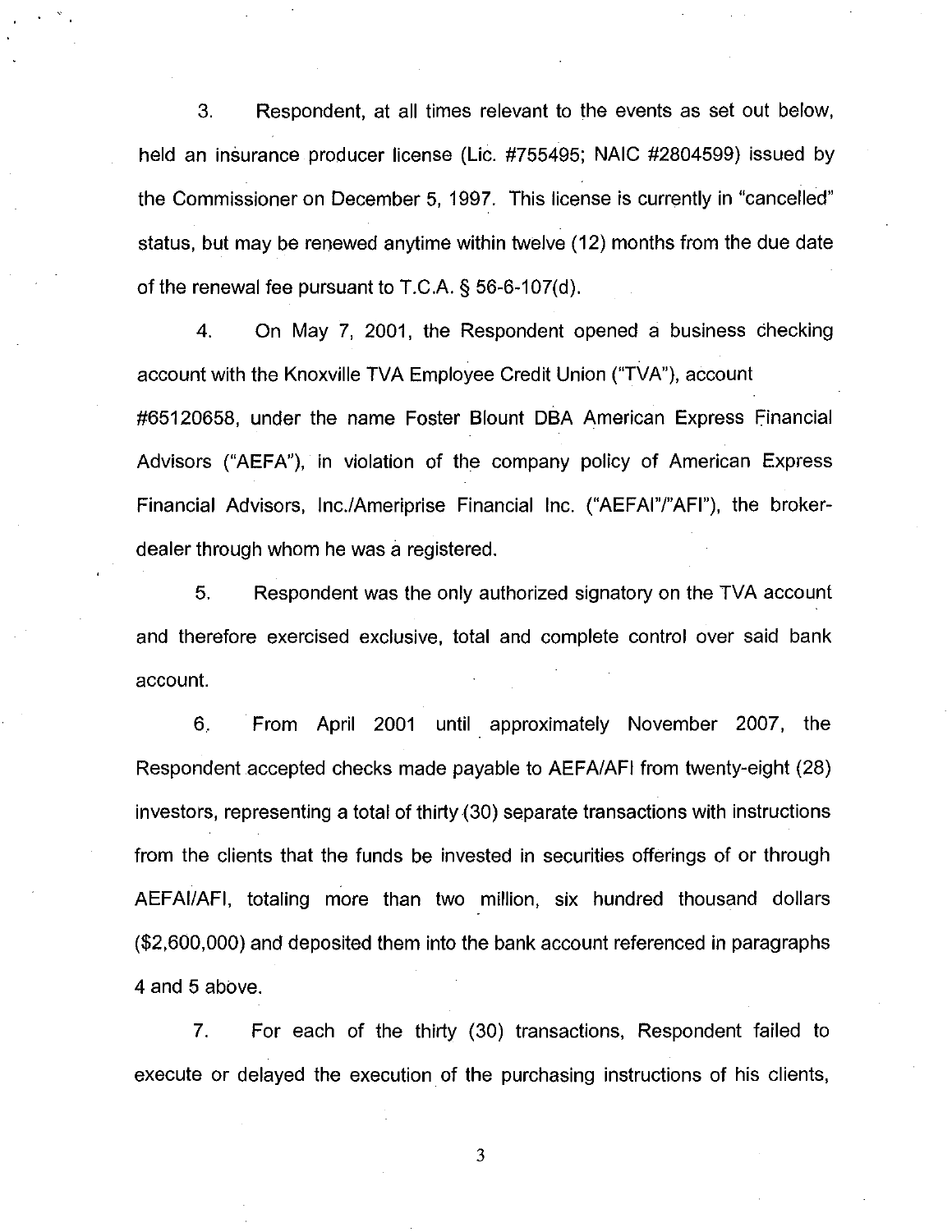3. Respondent, at all times relevant to the events as set out below, held an insurance producer license (Lic. #755495; NAIC #2804599) issued by the Commissioner on December 5, 1997. This license is currently in "cancelled" status, but may be renewed anytime within twelve (12) months from the due date of the renewal fee pursuant to T.C.A. § 56-6-107(d).

4. On May 7, 2001, the Respondent opened a business checking account with the Knoxville TVA Employee Credit Union ("TVA"), account #65120658, under the name Foster Blount DBA American Express Financial Advisors ("AEFA"), in violation of the company policy of American Express Financial Advisors, Inc./Ameriprise Financial Inc. ("AEFAI"/"AFI"), the broker-dealer through whom he was a registered.

5. Respondent was the only authorized signatory on the TVA account and therefore exercised exclusive, total and complete control over said bank account.

6. From April 2001 until approximately November 2007, the Respondent accepted checks made payable to AEFA/AFI from twenty-eight (28) investors, representing a total of thirty (30) separate transactions with instructions from the clients that the funds be invested in securities offerings of or through AEFAI/AFI, totaling more than two million, six hundred thousand dollars ($2,600,000) and deposited them into the bank account referenced in paragraphs 4 and 5 above.

7. For each of the thirty (30) transactions, Respondent failed to execute or delayed the execution of the purchasing instructions of his clients,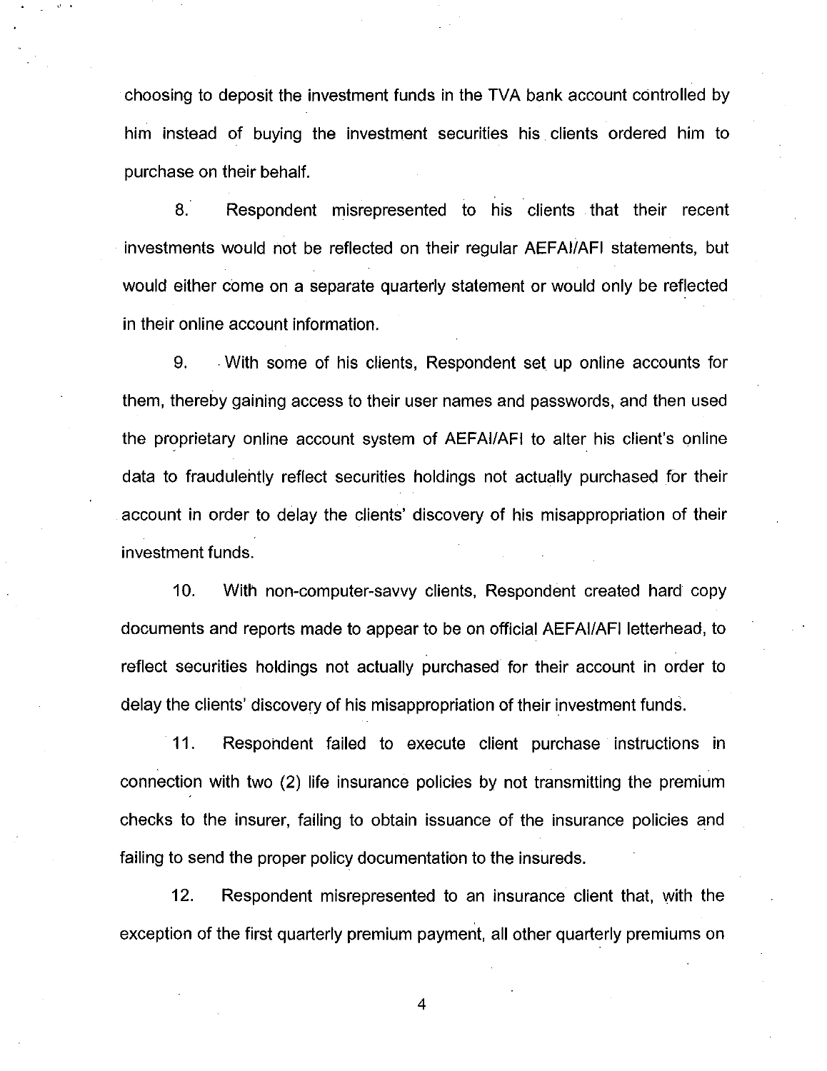choosing to deposit the investment funds in the TVA bank account controlled by him instead of buying the investment securities his clients ordered him to purchase on their behalf.

8. Respondent misrepresented to his clients that their recent investments would not be reflected on their regular AEFAI/AFI statements, but would either come on a separate quarterly statement or would only be reflected in their online account information.

9. With some of his clients, Respondent set up online accounts for them, thereby gaining access to their user names and passwords, and then used the proprietary online account system of AEFAI/AFI to alter his client's online data to fraudulently reflect securities holdings not actually purchased for their account in order to delay the clients' discovery of his misappropriation of their investment funds.

10. With non-computer-savvy clients, Respondent created hard copy documents and reports made to appear to be on official AEFAI/AFI letterhead, to reflect securities holdings not actually purchased for their account in order to delay the clients' discovery of his misappropriation of their investment funds.

11. Respondent failed to execute client purchase instructions in connection with two (2) life insurance policies by not transmitting the premium checks to the insurer, failing to obtain issuance of the insurance policies and failing to send the proper policy documentation to the insureds.

12. Respondent misrepresented to an insurance client that, with the exception of the first quarterly premium payment, all other quarterly premiums on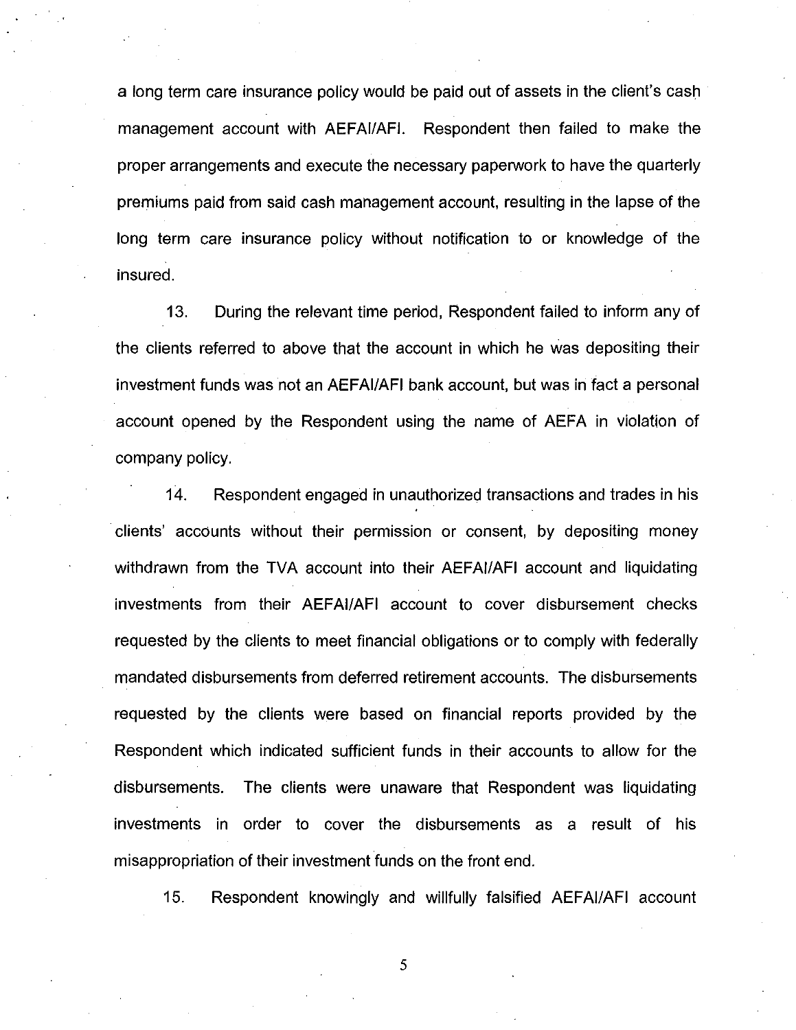a long term care insurance policy would be paid out of assets in the client's cash management account with AEFAI/AFI. Respondent then failed to make the proper arrangements and execute the necessary paperwork to have the quarterly premiums paid from said cash management account, resulting in the lapse of the long term care insurance policy without notification to or knowledge of the insured.

13. During the relevant time period, Respondent failed to inform any of the clients referred to above that the account in which he was depositing their investment funds was not an AEFAI/AFI bank account, but was in fact a personal account opened by the Respondent using the name of AEFA in violation of company policy.

14. Respondent engaged in unauthorized transactions and trades in his clients' accounts without their permission or consent, by depositing money withdrawn from the TVA account into their AEFAI/AFI account and liquidating investments from their AEFAI/AFI account to cover disbursement checks requested by the clients to meet financial obligations or to comply with federally mandated disbursements from deferred retirement accounts. The disbursements requested by the clients were based on financial reports provided by the Respondent which indicated sufficient funds in their accounts to allow for the disbursements. The clients were unaware that Respondent was liquidating investments in order to cover the disbursements as a result of his misappropriation of their investment funds on the front end.

15. Respondent knowingly and willfully falsified AEFAI/AFI account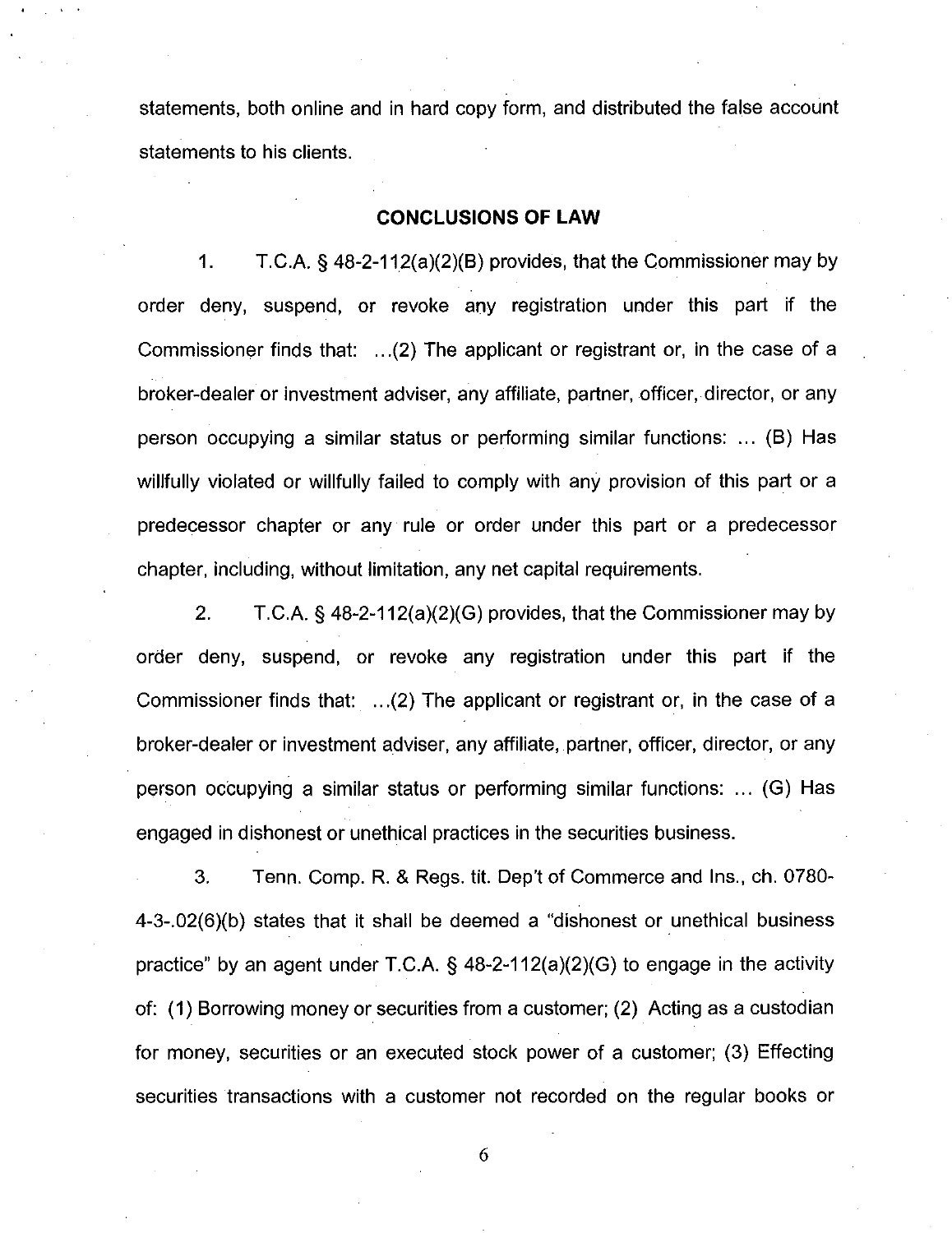statements, both online and in hard copy form, and distributed the false account statements to his clients.

## CONCLUSIONS OF LAW

1. T.C.A. § 48-2-112(a)(2)(B) provides, that the Commissioner may by order deny, suspend, or revoke any registration under this part if the Commissioner finds that: ...(2) The applicant or registrant or, in the case of a broker-dealer or investment adviser, any affiliate, partner, officer, director, or any person occupying a similar status or performing similar functions: ... (B) Has willfully violated or willfully failed to comply with any provision of this part or a predecessor chapter or any rule or order under this part or a predecessor chapter, including, without limitation, any net capital requirements.

2. T.C.A. § 48-2-112(a)(2)(G) provides, that the Commissioner may by order deny, suspend, or revoke any registration under this part if the Commissioner finds that: ...(2) The applicant or registrant or, in the case of a broker-dealer or investment adviser, any affiliate, partner, officer, director, or any person occupying a similar status or performing similar functions: ... (G) Has engaged in dishonest or unethical practices in the securities business.

3. Tenn. Comp. R. & Regs. tit. Dep't of Commerce and Ins., ch. 0780-4-3-.02(6)(b) states that it shall be deemed a "dishonest or unethical business practice" by an agent under T.C.A. § 48-2-112(a)(2)(G) to engage in the activity of: (1) Borrowing money or securities from a customer; (2) Acting as a custodian for money, securities or an executed stock power of a customer; (3) Effecting securities transactions with a customer not recorded on the regular books or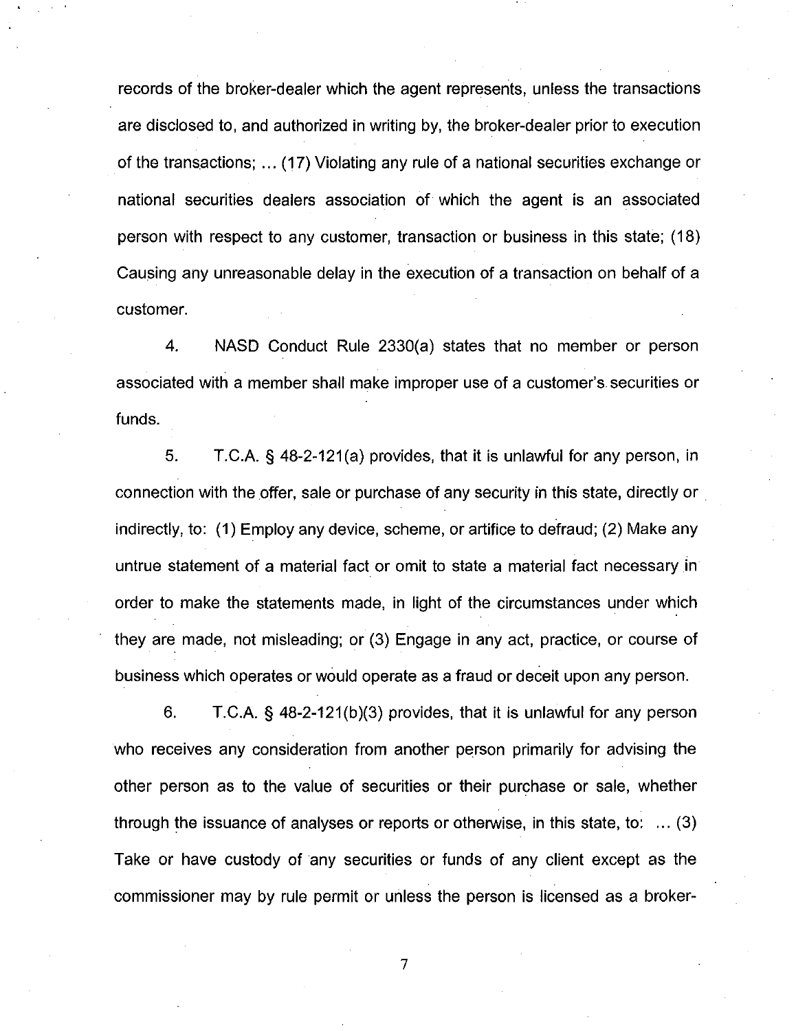records of the broker-dealer which the agent represents, unless the transactions are disclosed to, and authorized in writing by, the broker-dealer prior to execution of the transactions; ... (17) Violating any rule of a national securities exchange or national securities dealers association of which the agent is an associated person with respect to any customer, transaction or business in this state; (18) Causing any unreasonable delay in the execution of a transaction on behalf of a customer.

4. NASD Conduct Rule 2330(a) states that no member or person associated with a member shall make improper use of a customer's securities or funds.

5. T.C.A. § 48-2-121(a) provides, that it is unlawful for any person, in connection with the offer, sale or purchase of any security in this state, directly or indirectly, to: (1) Employ any device, scheme, or artifice to defraud; (2) Make any untrue statement of a material fact or omit to state a material fact necessary in order to make the statements made, in light of the circumstances under which they are made, not misleading; or (3) Engage in any act, practice, or course of business which operates or would operate as a fraud or deceit upon any person.

6. T.C.A. § 48-2-121(b)(3) provides, that it is unlawful for any person who receives any consideration from another person primarily for advising the other person as to the value of securities or their purchase or sale, whether through the issuance of analyses or reports or otherwise, in this state, to: ... (3) Take or have custody of any securities or funds of any client except as the commissioner may by rule permit or unless the person is licensed as a broker-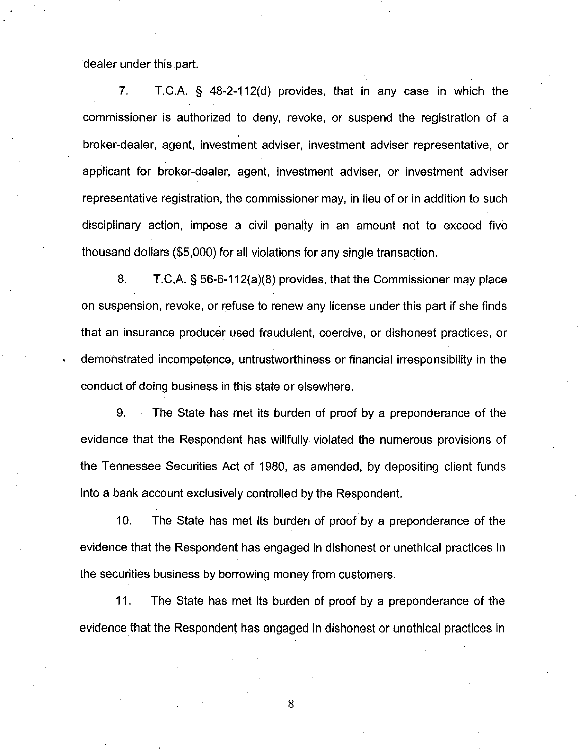dealer under this part.

7. T.C.A. § 48-2-112(d) provides, that in any case in which the commissioner is authorized to deny, revoke, or suspend the registration of a broker-dealer, agent, investment adviser, investment adviser representative, or applicant for broker-dealer, agent, investment adviser, or investment adviser representative registration, the commissioner may, in lieu of or in addition to such disciplinary action, impose a civil penalty in an amount not to exceed five thousand dollars ($5,000) for all violations for any single transaction.

8. T.C.A. § 56-6-112(a)(8) provides, that the Commissioner may place on suspension, revoke, or refuse to renew any license under this part if she finds that an insurance producer used fraudulent, coercive, or dishonest practices, or demonstrated incompetence, untrustworthiness or financial irresponsibility in the conduct of doing business in this state or elsewhere.

9. The State has met its burden of proof by a preponderance of the evidence that the Respondent has willfully violated the numerous provisions of the Tennessee Securities Act of 1980, as amended, by depositing client funds into a bank account exclusively controlled by the Respondent.

10. The State has met its burden of proof by a preponderance of the evidence that the Respondent has engaged in dishonest or unethical practices in the securities business by borrowing money from customers.

11. The State has met its burden of proof by a preponderance of the evidence that the Respondent has engaged in dishonest or unethical practices in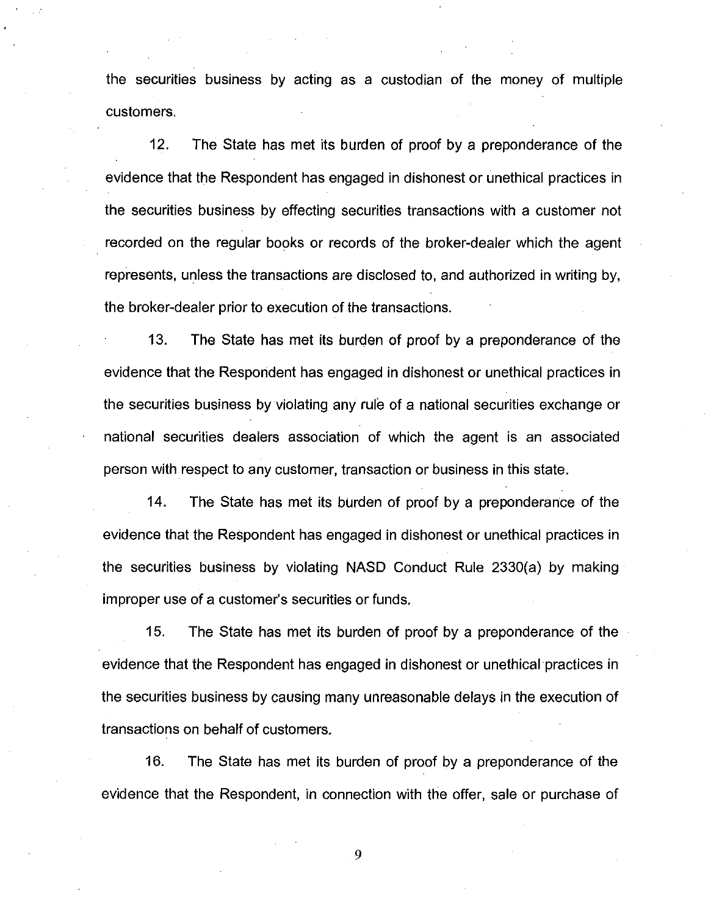the securities business by acting as a custodian of the money of multiple customers.

12. The State has met its burden of proof by a preponderance of the evidence that the Respondent has engaged in dishonest or unethical practices in the securities business by effecting securities transactions with a customer not recorded on the regular books or records of the broker-dealer which the agent represents, unless the transactions are disclosed to, and authorized in writing by, the broker-dealer prior to execution of the transactions.

13. The State has met its burden of proof by a preponderance of the evidence that the Respondent has engaged in dishonest or unethical practices in the securities business by violating any rule of a national securities exchange or national securities dealers association of which the agent is an associated person with respect to any customer, transaction or business in this state.

14. The State has met its burden of proof by a preponderance of the evidence that the Respondent has engaged in dishonest or unethical practices in the securities business by violating NASD Conduct Rule 2330(a) by making improper use of a customer's securities or funds.

15. The State has met its burden of proof by a preponderance of the evidence that the Respondent has engaged in dishonest or unethical practices in the securities business by causing many unreasonable delays in the execution of transactions on behalf of customers.

16. The State has met its burden of proof by a preponderance of the evidence that the Respondent, in connection with the offer, sale or purchase of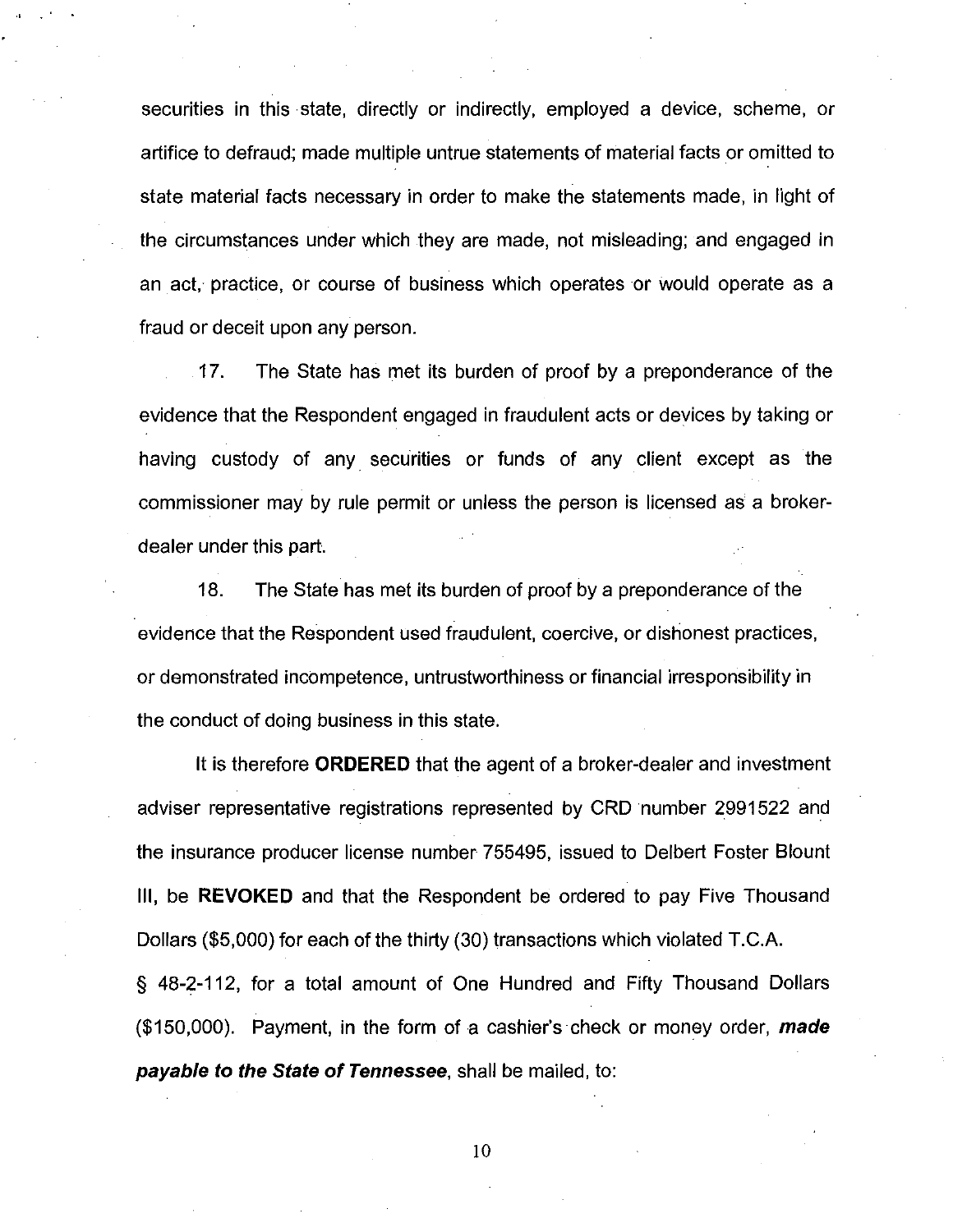securities in this state, directly or indirectly, employed a device, scheme, or artifice to defraud; made multiple untrue statements of material facts or omitted to state material facts necessary in order to make the statements made, in light of the circumstances under which they are made, not misleading; and engaged in an act, practice, or course of business which operates or would operate as a fraud or deceit upon any person.

17. The State has met its burden of proof by a preponderance of the evidence that the Respondent engaged in fraudulent acts or devices by taking or having custody of any securities or funds of any client except as the commissioner may by rule permit or unless the person is licensed as a broker-dealer under this part.

18. The State has met its burden of proof by a preponderance of the evidence that the Respondent used fraudulent, coercive, or dishonest practices, or demonstrated incompetence, untrustworthiness or financial irresponsibility in the conduct of doing business in this state.

It is therefore **ORDERED** that the agent of a broker-dealer and investment adviser representative registrations represented by CRD number 2991522 and the insurance producer license number 755495, issued to Delbert Foster Blount III, be **REVOKED** and that the Respondent be ordered to pay Five Thousand Dollars ($5,000) for each of the thirty (30) transactions which violated T.C.A. § 48-2-112, for a total amount of One Hundred and Fifty Thousand Dollars ($150,000). Payment, in the form of a cashier's check or money order, ***made payable to the State of Tennessee***, shall be mailed, to: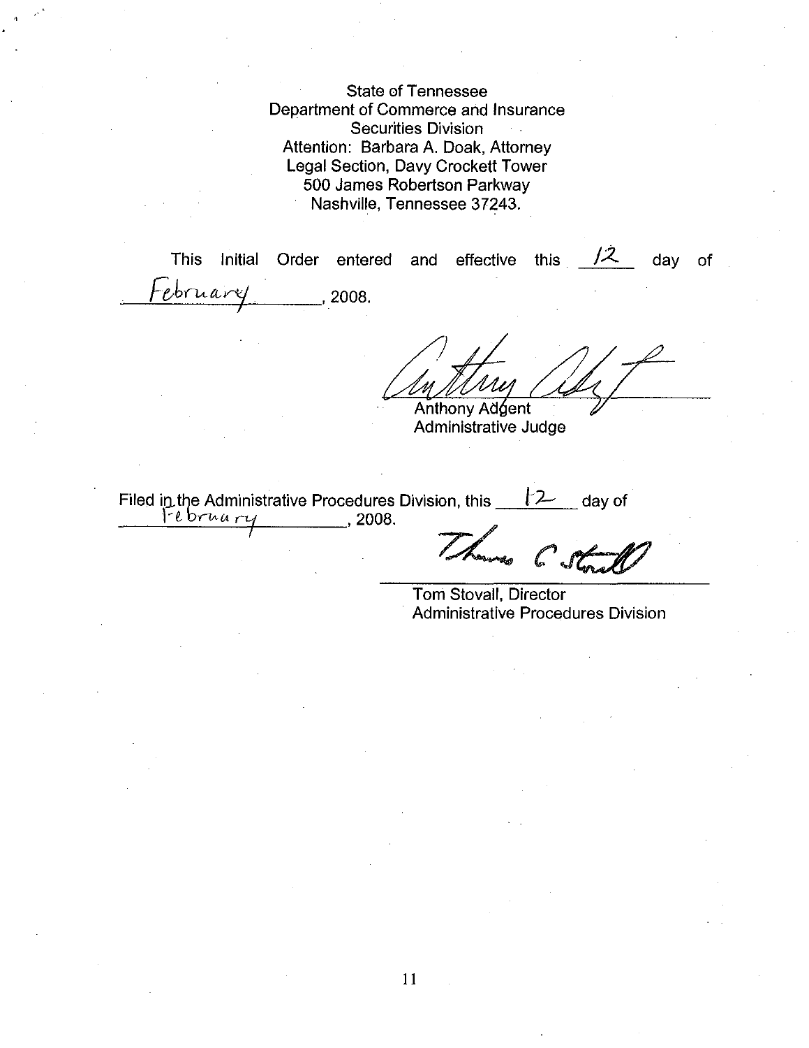State of Tennessee
Department of Commerce and Insurance
Securities Division
Attention: Barbara A. Doak, Attorney
Legal Section, Davy Crockett Tower
500 James Robertson Parkway
Nashville, Tennessee 37243.

This Initial Order entered and effective this 12 day of February, 2008.

Anthony Adgent
Administrative Judge

Filed in the Administrative Procedures Division, this 12 day of February, 2008.

Tom Stovall, Director
Administrative Procedures Division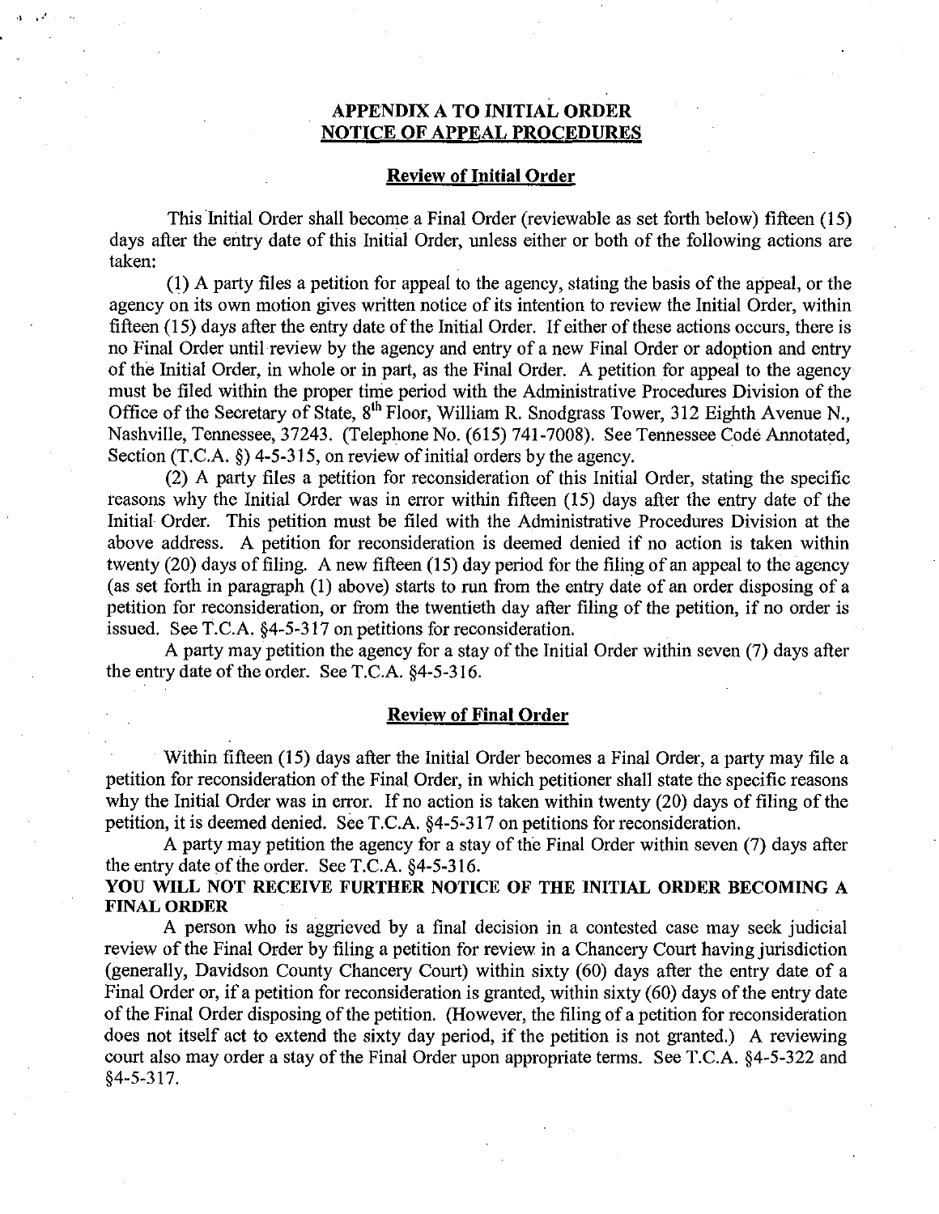# APPENDIX A TO INITIAL ORDER
## NOTICE OF APPEAL PROCEDURES

### Review of Initial Order

This Initial Order shall become a Final Order (reviewable as set forth below) fifteen (15) days after the entry date of this Initial Order, unless either or both of the following actions are taken:

(1) A party files a petition for appeal to the agency, stating the basis of the appeal, or the agency on its own motion gives written notice of its intention to review the Initial Order, within fifteen (15) days after the entry date of the Initial Order. If either of these actions occurs, there is no Final Order until review by the agency and entry of a new Final Order or adoption and entry of the Initial Order, in whole or in part, as the Final Order. A petition for appeal to the agency must be filed within the proper time period with the Administrative Procedures Division of the Office of the Secretary of State, 8th Floor, William R. Snodgrass Tower, 312 Eighth Avenue N., Nashville, Tennessee, 37243. (Telephone No. (615) 741-7008). See Tennessee Code Annotated, Section (T.C.A. §) 4-5-315, on review of initial orders by the agency.

(2) A party files a petition for reconsideration of this Initial Order, stating the specific reasons why the Initial Order was in error within fifteen (15) days after the entry date of the Initial Order. This petition must be filed with the Administrative Procedures Division at the above address. A petition for reconsideration is deemed denied if no action is taken within twenty (20) days of filing. A new fifteen (15) day period for the filing of an appeal to the agency (as set forth in paragraph (1) above) starts to run from the entry date of an order disposing of a petition for reconsideration, or from the twentieth day after filing of the petition, if no order is issued. See T.C.A. §4-5-317 on petitions for reconsideration.

A party may petition the agency for a stay of the Initial Order within seven (7) days after the entry date of the order. See T.C.A. §4-5-316.

### Review of Final Order

Within fifteen (15) days after the Initial Order becomes a Final Order, a party may file a petition for reconsideration of the Final Order, in which petitioner shall state the specific reasons why the Initial Order was in error. If no action is taken within twenty (20) days of filing of the petition, it is deemed denied. See T.C.A. §4-5-317 on petitions for reconsideration.

A party may petition the agency for a stay of the Final Order within seven (7) days after the entry date of the order. See T.C.A. §4-5-316.

**YOU WILL NOT RECEIVE FURTHER NOTICE OF THE INITIAL ORDER BECOMING A FINAL ORDER**

A person who is aggrieved by a final decision in a contested case may seek judicial review of the Final Order by filing a petition for review in a Chancery Court having jurisdiction (generally, Davidson County Chancery Court) within sixty (60) days after the entry date of a Final Order or, if a petition for reconsideration is granted, within sixty (60) days of the entry date of the Final Order disposing of the petition. (However, the filing of a petition for reconsideration does not itself act to extend the sixty day period, if the petition is not granted.) A reviewing court also may order a stay of the Final Order upon appropriate terms. See T.C.A. §4-5-322 and §4-5-317.